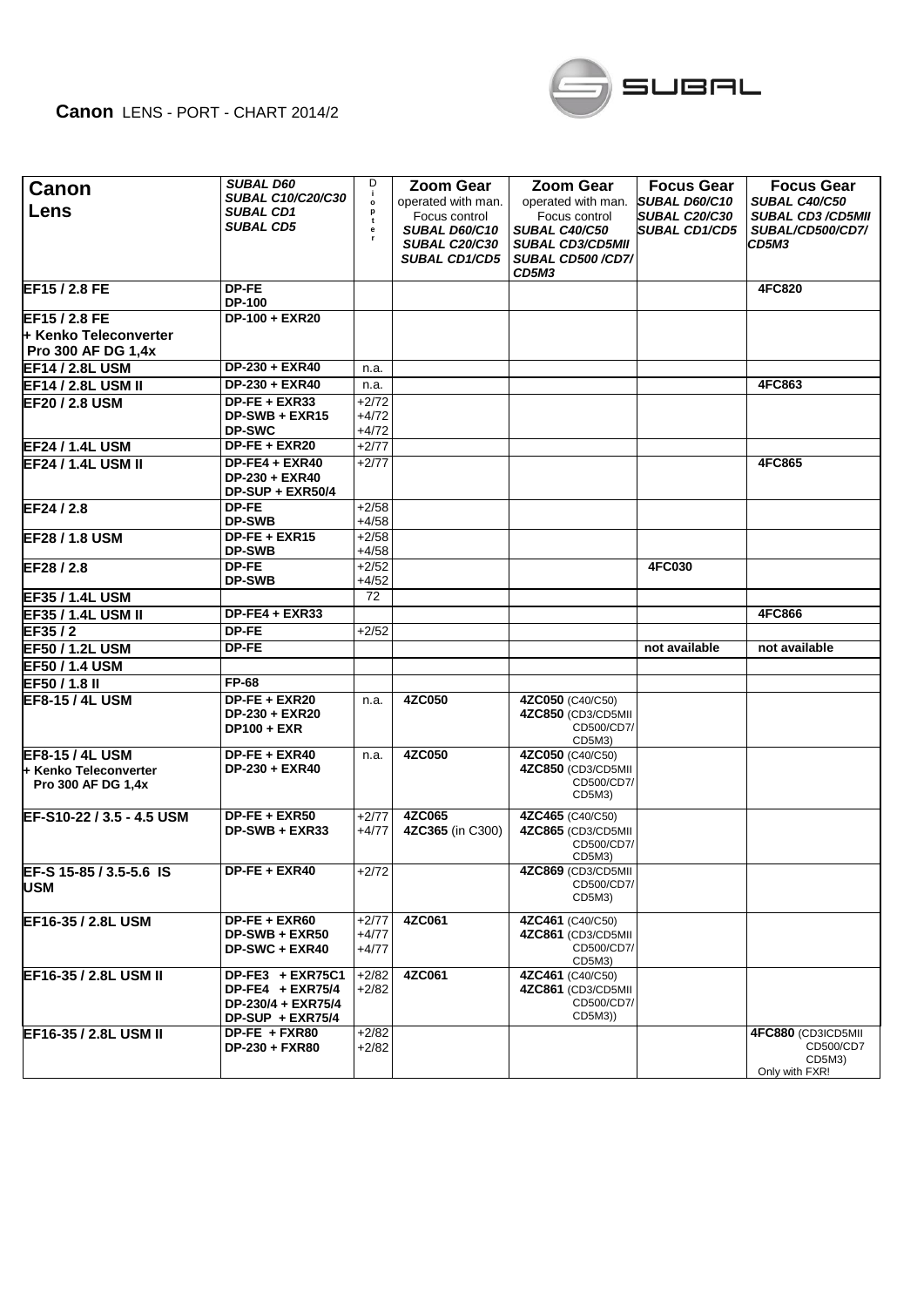**Canon** LENS - PORT - CHART 2014/2

SUBAL

| Canon Lens | *SUBAL D60 SUBAL C10/C20/C30 SUBAL CD1 SUBAL CD5* | Diopter | Zoom Gear operated with man. Focus control *SUBAL D60/C10 SUBAL C20/C30 SUBAL CD1/CD5* | Zoom Gear operated with man. Focus control *SUBAL C40/C50 SUBAL CD3/CD5MII SUBAL CD500 /CD7/ CD5M3* | Focus Gear *SUBAL D60/C10 SUBAL C20/C30 SUBAL CD1/CD5* | Focus Gear *SUBAL C40/C50 SUBAL CD3 /CD5MII SUBAL/CD500/CD7/ CD5M3* |
|---|---|---|---|---|---|---|
| **EF15 / 2.8 FE** | **DP-FE** **DP-100** | | | | | **4FC820** |
| **EF15 / 2.8 FE + Kenko Teleconverter Pro 300 AF DG 1,4x** | **DP-100 + EXR20** | | | | | |
| **EF14 / 2.8L USM** | **DP-230 + EXR40** | n.a. | | | | |
| **EF14 / 2.8L USM II** | **DP-230 + EXR40** | n.a. | | | | **4FC863** |
| **EF20 / 2.8 USM** | **DP-FE + EXR33** **DP-SWB + EXR15** **DP-SWC** | +2/72 +4/72 +4/72 | | | | |
| **EF24 / 1.4L USM** | **DP-FE + EXR20** | +2/77 | | | | |
| **EF24 / 1.4L USM II** | **DP-FE4 + EXR40** **DP-230 + EXR40** **DP-SUP + EXR50/4** | +2/77 | | | | **4FC865** |
| **EF24 / 2.8** | **DP-FE** **DP-SWB** | +2/58 +4/58 | | | | |
| **EF28 / 1.8 USM** | **DP-FE + EXR15** **DP-SWB** | +2/58 +4/58 | | | | |
| **EF28 / 2.8** | **DP-FE** **DP-SWB** | +2/52 +4/52 | | | **4FC030** | |
| **EF35 / 1.4L USM** | | 72 | | | | |
| **EF35 / 1.4L USM II** | **DP-FE4 + EXR33** | | | | | **4FC866** |
| **EF35 / 2** | **DP-FE** | +2/52 | | | | |
| **EF50 / 1.2L USM** | **DP-FE** | | | | **not available** | **not available** |
| **EF50 / 1.4 USM** | | | | | | |
| **EF50 / 1.8 II** | **FP-68** | | | | | |
| **EF8-15 / 4L USM** | **DP-FE + EXR20** **DP-230 + EXR20** **DP100 + EXR** | n.a. | **4ZC050** | **4ZC050** (C40/C50) **4ZC850** (CD3/CD5MII CD500/CD7/ CD5M3) | | |
| **EF8-15 / 4L USM + Kenko Teleconverter Pro 300 AF DG 1,4x** | **DP-FE + EXR40** **DP-230 + EXR40** | n.a. | **4ZC050** | **4ZC050** (C40/C50) **4ZC850** (CD3/CD5MII CD500/CD7/ CD5M3) | | |
| **EF-S10-22 / 3.5 - 4.5 USM** | **DP-FE + EXR50** **DP-SWB + EXR33** | +2/77 +4/77 | **4ZC065** **4ZC365** (in C300) | **4ZC465** (C40/C50) **4ZC865** (CD3/CD5MII CD500/CD7/ CD5M3) | | |
| **EF-S 15-85 / 3.5-5.6 IS USM** | **DP-FE + EXR40** | +2/72 | | **4ZC869** (CD3/CD5MII CD500/CD7/ CD5M3) | | |
| **EF16-35 / 2.8L USM** | **DP-FE + EXR60** **DP-SWB + EXR50** **DP-SWC + EXR40** | +2/77 +4/77 +4/77 | **4ZC061** | **4ZC461** (C40/C50) **4ZC861** (CD3/CD5MII CD500/CD7/ CD5M3) | | |
| **EF16-35 / 2.8L USM II** | **DP-FE3 + EXR75C1** **DP-FE4 + EXR75/4** **DP-230/4 + EXR75/4** **DP-SUP + EXR75/4** | +2/82 +2/82 | **4ZC061** | **4ZC461** (C40/C50) **4ZC861** (CD3/CD5MII CD500/CD7/ CD5M3)) | | |
| **EF16-35 / 2.8L USM II** | **DP-FE + FXR80** **DP-230 + FXR80** | +2/82 +2/82 | | | | **4FC880** (CD3ICD5MII CD500/CD7 CD5M3) Only with FXR! |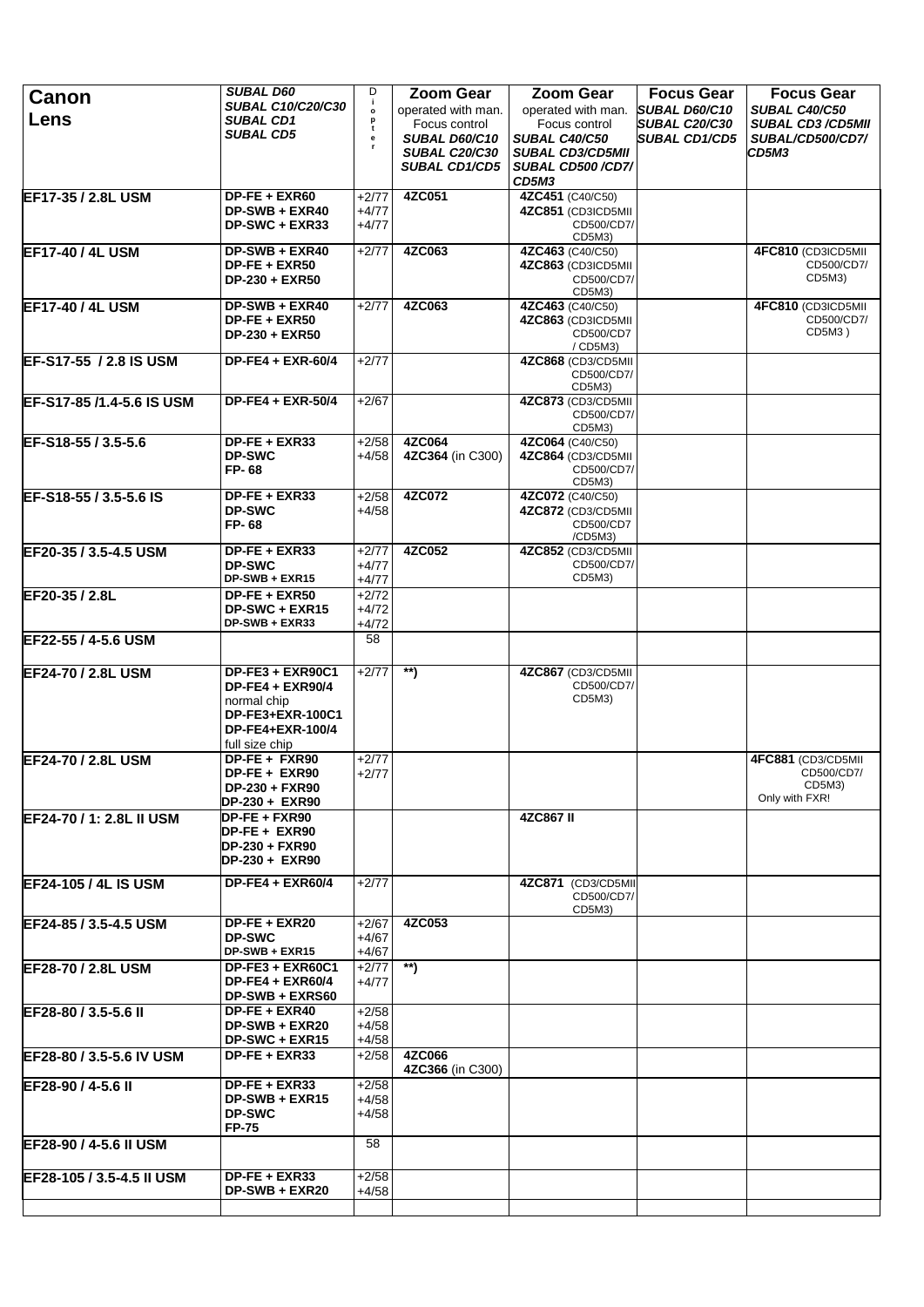| Canon Lens | SUBAL D60 SUBAL C10/C20/C30 SUBAL CD1 SUBAL CD5 | Diopter | Zoom Gear operated with man. Focus control SUBAL D60/C10 SUBAL C20/C30 SUBAL CD1/CD5 | Zoom Gear operated with man. Focus control SUBAL C40/C50 SUBAL CD3/CD5MII SUBAL CD500 /CD7/ CD5M3 | Focus Gear SUBAL D60/C10 SUBAL C20/C30 SUBAL CD1/CD5 | Focus Gear SUBAL C40/C50 SUBAL CD3 /CD5MII SUBAL/CD500/CD7/ CD5M3 |
|---|---|---|---|---|---|---|
| **EF17-35 / 2.8L USM** | **DP-FE + EXR60** **DP-SWB + EXR40** **DP-SWC + EXR33** | +2/77 +4/77 +4/77 | **4ZC051** | **4ZC451** (C40/C50) **4ZC851** (CD3ICD5MII CD500/CD7/ CD5M3) | | |
| **EF17-40 / 4L USM** | **DP-SWB + EXR40** **DP-FE + EXR50** **DP-230 + EXR50** | +2/77 | **4ZC063** | **4ZC463** (C40/C50) **4ZC863** (CD3ICD5MII CD500/CD7/ CD5M3) | | **4FC810** (CD3ICD5MII CD500/CD7/ CD5M3) |
| **EF17-40 / 4L USM** | **DP-SWB + EXR40** **DP-FE + EXR50** **DP-230 + EXR50** | +2/77 | **4ZC063** | **4ZC463** (C40/C50) **4ZC863** (CD3ICD5MII CD500/CD7 / CD5M3) | | **4FC810** (CD3ICD5MII CD500/CD7/ CD5M3 ) |
| **EF-S17-55 / 2.8 IS USM** | **DP-FE4 + EXR-60/4** | +2/77 | | **4ZC868** (CD3/CD5MII CD500/CD7/ CD5M3) | | |
| **EF-S17-85 /1.4-5.6 IS USM** | **DP-FE4 + EXR-50/4** | +2/67 | | **4ZC873** (CD3/CD5MII CD500/CD7/ CD5M3) | | |
| **EF-S18-55 / 3.5-5.6** | **DP-FE + EXR33** **DP-SWC** **FP- 68** | +2/58 +4/58 | **4ZC064** **4ZC364** (in C300) | **4ZC064** (C40/C50) **4ZC864** (CD3/CD5MII CD500/CD7/ CD5M3) | | |
| **EF-S18-55 / 3.5-5.6 IS** | **DP-FE + EXR33** **DP-SWC** **FP- 68** | +2/58 +4/58 | **4ZC072** | **4ZC072** (C40/C50) **4ZC872** (CD3/CD5MII CD500/CD7 /CD5M3) | | |
| **EF20-35 / 3.5-4.5 USM** | **DP-FE + EXR33** **DP-SWC** **DP-SWB + EXR15** | +2/77 +4/77 +4/77 | **4ZC052** | **4ZC852** (CD3/CD5MII CD500/CD7/ CD5M3) | | |
| **EF20-35 / 2.8L** | **DP-FE + EXR50** **DP-SWC + EXR15** **DP-SWB + EXR33** | +2/72 +4/72 +4/72 | | | | |
| **EF22-55 / 4-5.6 USM** | | 58 | | | | |
| **EF24-70 / 2.8L USM** | **DP-FE3 + EXR90C1** **DP-FE4 + EXR90/4** normal chip **DP-FE3+EXR-100C1** **DP-FE4+EXR-100/4** full size chip | +2/77 | **\*\*)** | **4ZC867** (CD3/CD5MII CD500/CD7/ CD5M3) | | |
| **EF24-70 / 2.8L USM** | **DP-FE + FXR90** **DP-FE + EXR90** **DP-230 + FXR90** **DP-230 + EXR90** | +2/77 +2/77 | | | | **4FC881** (CD3/CD5MII CD500/CD7/ CD5M3) Only with FXR! |
| **EF24-70 / 1: 2.8L II USM** | **DP-FE + FXR90** **DP-FE + EXR90** **DP-230 + FXR90** **DP-230 + EXR90** | | | **4ZC867 II** | | |
| **EF24-105 / 4L IS USM** | **DP-FE4 + EXR60/4** | +2/77 | | **4ZC871** (CD3/CD5MII CD500/CD7/ CD5M3) | | |
| **EF24-85 / 3.5-4.5 USM** | **DP-FE + EXR20** **DP-SWC** **DP-SWB + EXR15** | +2/67 +4/67 +4/67 | **4ZC053** | | | |
| **EF28-70 / 2.8L USM** | **DP-FE3 + EXR60C1** **DP-FE4 + EXR60/4** **DP-SWB + EXRS60** | +2/77 +4/77 | **\*\*)** | | | |
| **EF28-80 / 3.5-5.6 II** | **DP-FE + EXR40** **DP-SWB + EXR20** **DP-SWC + EXR15** | +2/58 +4/58 +4/58 | | | | |
| **EF28-80 / 3.5-5.6 IV USM** | **DP-FE + EXR33** | +2/58 | **4ZC066** **4ZC366** (in C300) | | | |
| **EF28-90 / 4-5.6 II** | **DP-FE + EXR33** **DP-SWB + EXR15** **DP-SWC** **FP-75** | +2/58 +4/58 +4/58 | | | | |
| **EF28-90 / 4-5.6 II USM** | | 58 | | | | |
| **EF28-105 / 3.5-4.5 II USM** | **DP-FE + EXR33** **DP-SWB + EXR20** | +2/58 +4/58 | | | | |
| | | | | | | |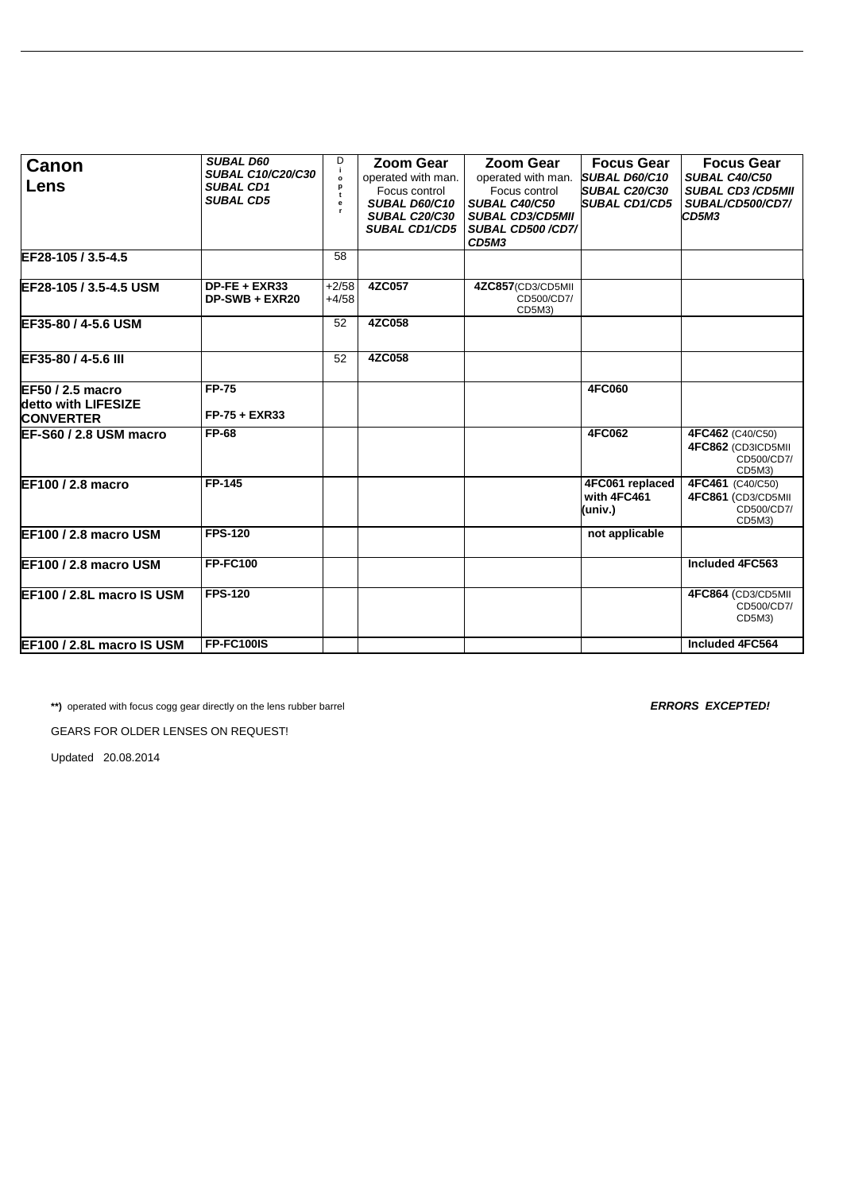| **Canon Lens** | ***SUBAL D60 SUBAL C10/C20/C30 SUBAL CD1 SUBAL CD5*** | Diopter | **Zoom Gear** operated with man. Focus control ***SUBAL D60/C10 SUBAL C20/C30 SUBAL CD1/CD5*** | **Zoom Gear** operated with man. Focus control ***SUBAL C40/C50 SUBAL CD3/CD5MII SUBAL CD500 /CD7/ CD5M3*** | **Focus Gear** ***SUBAL D60/C10 SUBAL C20/C30 SUBAL CD1/CD5*** | **Focus Gear** ***SUBAL C40/C50 SUBAL CD3 /CD5MII SUBAL/CD500/CD7/ CD5M3*** |
|---|---|---|---|---|---|---|
| **EF28-105 / 3.5-4.5** | | 58 | | | | |
| **EF28-105 / 3.5-4.5 USM** | **DP-FE + EXR33**<br>**DP-SWB + EXR20** | +2/58<br>+4/58 | **4ZC057** | **4ZC857**(CD3/CD5MII CD500/CD7/ CD5M3) | | |
| **EF35-80 / 4-5.6 USM** | | 52 | **4ZC058** | | | |
| **EF35-80 / 4-5.6 III** | | 52 | **4ZC058** | | | |
| **EF50 / 2.5 macro**<br>**detto with LIFESIZE CONVERTER** | **FP-75**<br>**FP-75 + EXR33** | | | | **4FC060** | |
| **EF-S60 / 2.8 USM macro** | **FP-68** | | | | **4FC062** | **4FC462** (C40/C50)<br>**4FC862** (CD3ICD5MII CD500/CD7/ CD5M3) |
| **EF100 / 2.8 macro** | **FP-145** | | | | **4FC061 replaced with 4FC461 (univ.)** | **4FC461** (C40/C50)<br>**4FC861** (CD3/CD5MII CD500/CD7/ CD5M3) |
| **EF100 / 2.8 macro USM** | **FPS-120** | | | | **not applicable** | |
| **EF100 / 2.8 macro USM** | **FP-FC100** | | | | | **Included 4FC563** |
| **EF100 / 2.8L macro IS USM** | **FPS-120** | | | | | **4FC864** (CD3/CD5MII CD500/CD7/ CD5M3) |
| **EF100 / 2.8L macro IS USM** | **FP-FC100IS** | | | | | **Included 4FC564** |

**\*\*)** operated with focus cogg gear directly on the lens rubber barrel

***ERRORS EXCEPTED!***

GEARS FOR OLDER LENSES ON REQUEST!

Updated 20.08.2014